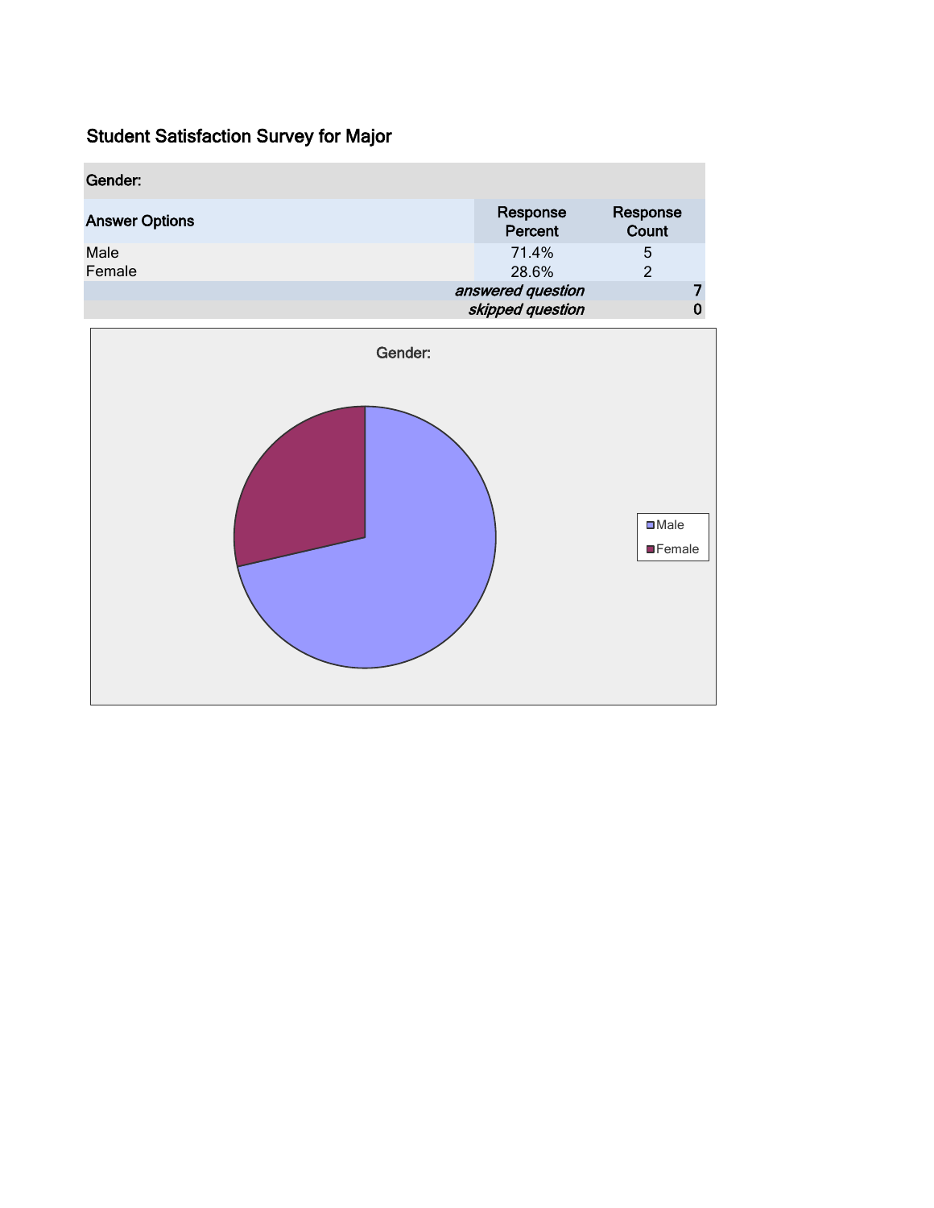# Student Satisfaction Survey for Major

| Gender: | | |
|---|---|---|
| **Answer Options** | **Response Percent** | **Response Count** |
| Male | 71.4% | 5 |
| Female | 28.6% | 2 |
| | *answered question* | 7 |
| | *skipped question* | 0 |

Gender:

Male

Female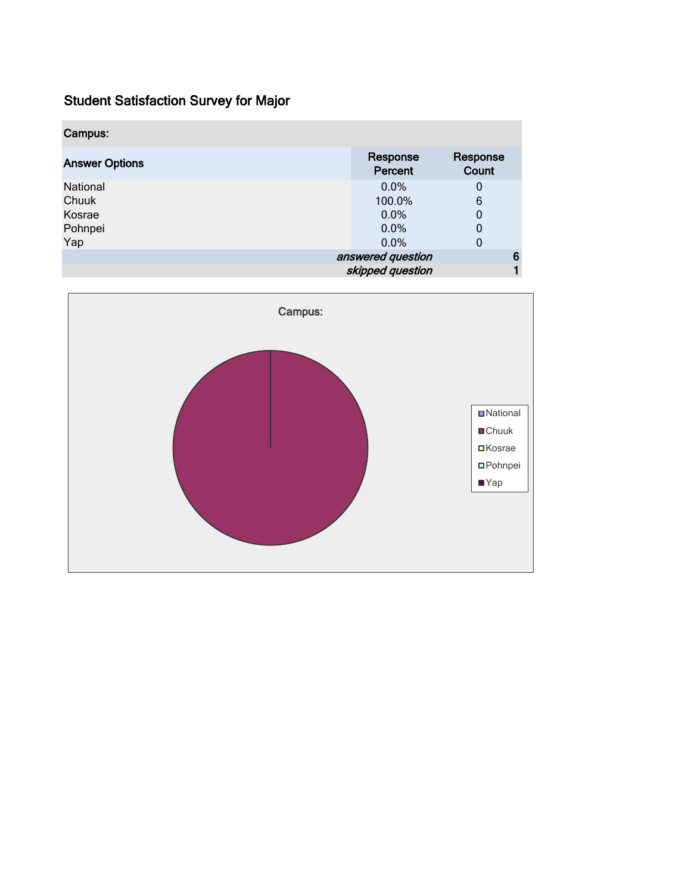## Student Satisfaction Survey for Major

| Campus: | | |
|---|---|---|
| **Answer Options** | **Response Percent** | **Response Count** |
| National | 0.0% | 0 |
| Chuuk | 100.0% | 6 |
| Kosrae | 0.0% | 0 |
| Pohnpei | 0.0% | 0 |
| Yap | 0.0% | 0 |
| | *answered question* | 6 |
| | *skipped question* | 1 |

Campus:

National
Chuuk
Kosrae
Pohnpei
Yap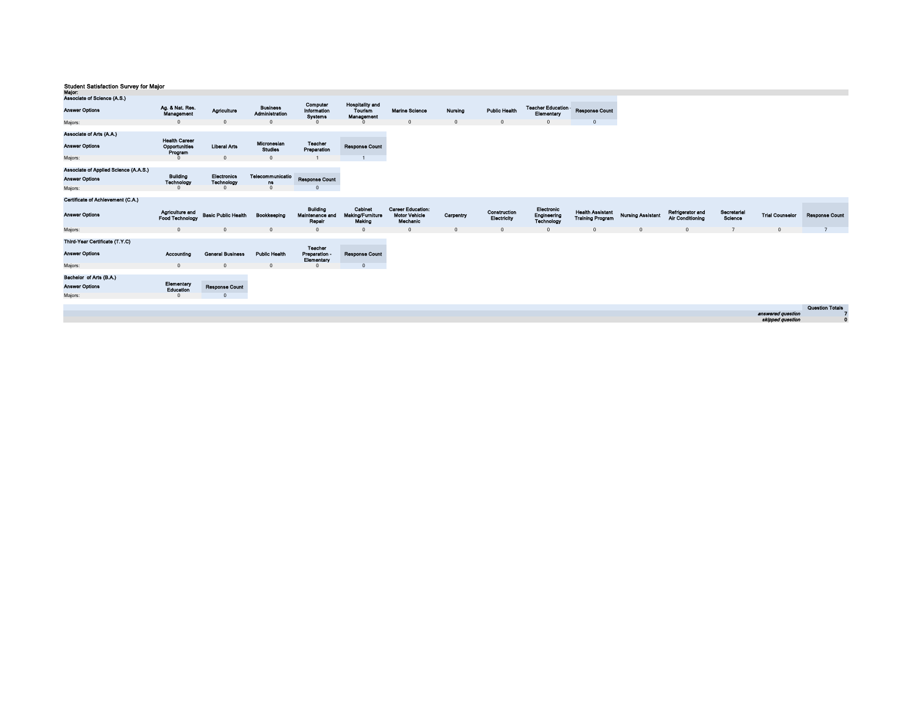**Student Satisfaction Survey for Major**

**Major:**

**Associate of Science (A.S.)**

| Answer Options | Ag. & Nat. Res. Management | Agriculture | Business Administration | Computer Information Systems | Hospitality and Tourism Management | Marine Science | Nursing | Public Health | Teacher Education - Elementary | Response Count |
|---|---|---|---|---|---|---|---|---|---|---|
| Majors: | 0 | 0 | 0 | 0 | 0 | 0 | 0 | 0 | 0 | 0 |

**Associate of Arts (A.A.)**

| Answer Options | Health Career Opportunities Program | Liberal Arts | Micronesian Studies | Teacher Preparation | Response Count |
|---|---|---|---|---|---|
| Majors: | 0 | 0 | 0 | 1 | 1 |

**Associate of Applied Science (A.A.S.)**

| Answer Options | Building Technology | Electronics Technology | Telecommunications | Response Count |
|---|---|---|---|---|
| Majors: | 0 | 0 | 0 | 0 |

**Certificate of Achievement (C.A.)**

| Answer Options | Agriculture and Food Technology | Basic Public Health | Bookkeeping | Building Maintenance and Repair | Cabinet Making/Furniture Making | Career Education: Motor Vehicle Mechanic | Carpentry | Construction Electricity | Electronic Engineering Technology | Health Assistant Training Program | Nursing Assistant | Refrigerator and Air Conditioning | Secretarial Science | Trial Counselor | Response Count |
|---|---|---|---|---|---|---|---|---|---|---|---|---|---|---|---|
| Majors: | 0 | 0 | 0 | 0 | 0 | 0 | 0 | 0 | 0 | 0 | 0 | 0 | 7 | 0 | 7 |

**Third-Year Certificate (T.Y.C)**

| Answer Options | Accounting | General Business | Public Health | Teacher Preparation - Elementary | Response Count |
|---|---|---|---|---|---|
| Majors: | 0 | 0 | 0 | 0 | 0 |

**Bachelor of Arts (B.A.)**

| Answer Options | Elementary Education | Response Count |
|---|---|---|
| Majors: | 0 | 0 |

| | Question Totals |
|---|---|
| *answered question* | 7 |
| *skipped question* | 0 |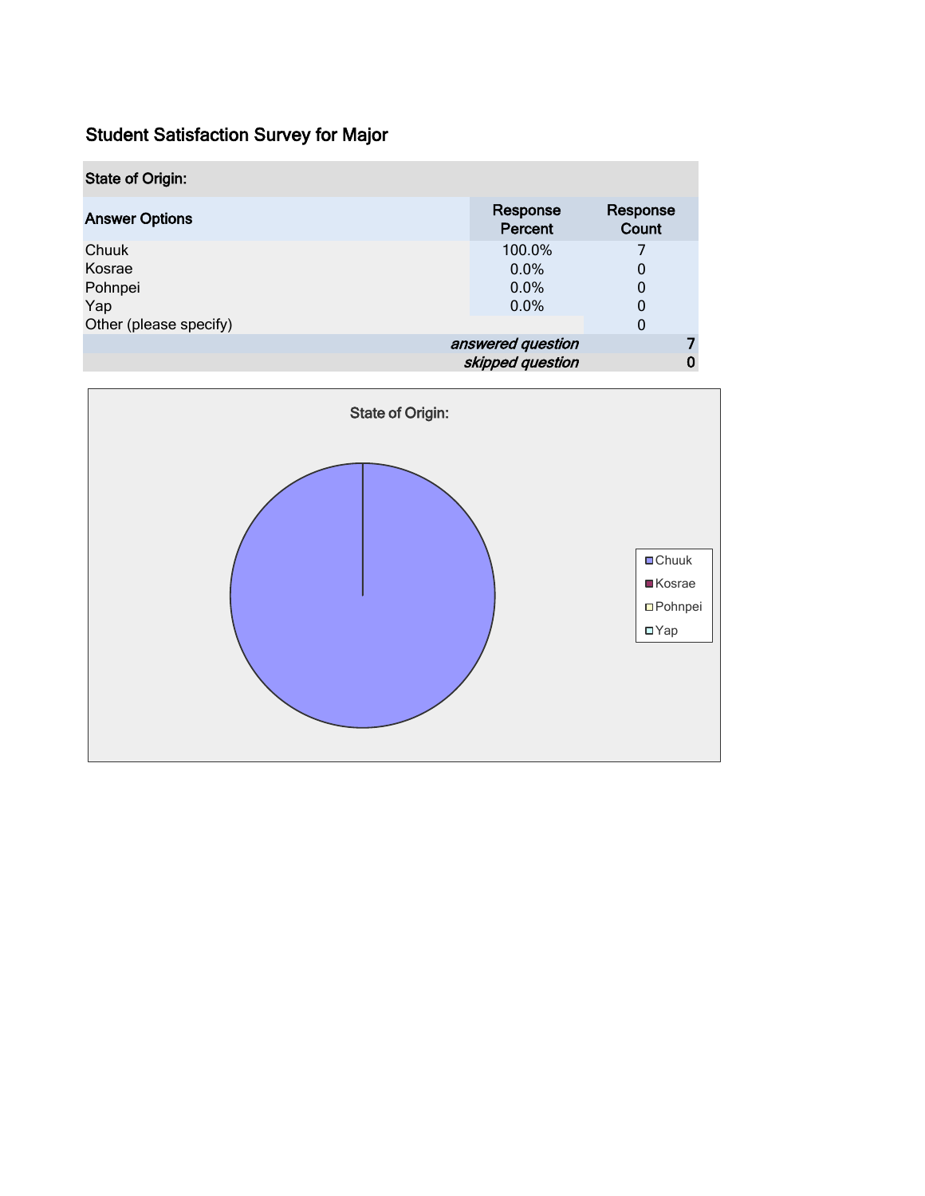## Student Satisfaction Survey for Major

| State of Origin: | | |
| --- | --- | --- |
| **Answer Options** | **Response Percent** | **Response Count** |
| Chuuk | 100.0% | 7 |
| Kosrae | 0.0% | 0 |
| Pohnpei | 0.0% | 0 |
| Yap | 0.0% | 0 |
| Other (please specify) | | 0 |
| | ***answered question*** | **7** |
| | ***skipped question*** | **0** |

State of Origin:

Chuuk
Kosrae
Pohnpei
Yap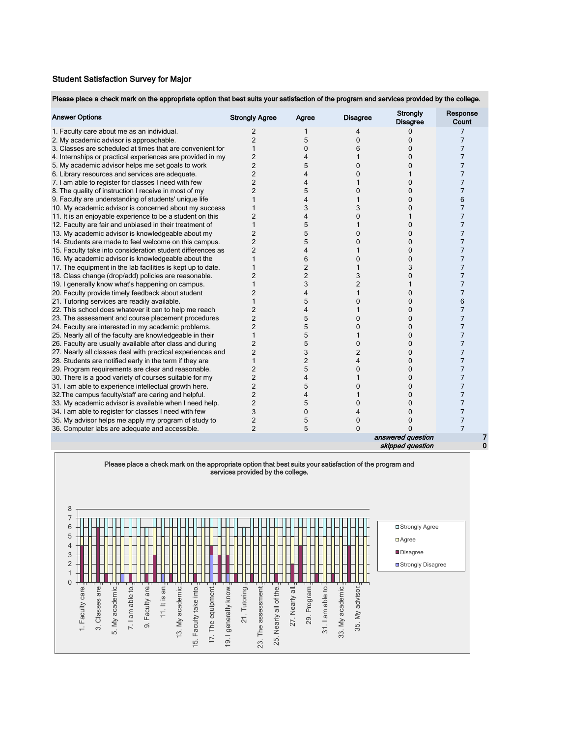## Student Satisfaction Survey for Major

| Please place a check mark on the appropriate option that best suits your satisfaction of the program and services provided by the college. | | | | | |
|---|---|---|---|---|---|
| **Answer Options** | **Strongly Agree** | **Agree** | **Disagree** | **Strongly Disagree** | **Response Count** |
| 1. Faculty care about me as an individual. | 2 | 1 | 4 | 0 | 7 |
| 2. My academic advisor is approachable. | 2 | 5 | 0 | 0 | 7 |
| 3. Classes are scheduled at times that are convenient for | 1 | 0 | 6 | 0 | 7 |
| 4. Internships or practical experiences are provided in my | 2 | 4 | 1 | 0 | 7 |
| 5. My academic advisor helps me set goals to work | 2 | 5 | 0 | 0 | 7 |
| 6. Library resources and services are adequate. | 2 | 4 | 0 | 1 | 7 |
| 7. I am able to register for classes I need with few | 2 | 4 | 1 | 0 | 7 |
| 8. The quality of instruction I receive in most of my | 2 | 5 | 0 | 0 | 7 |
| 9. Faculty are understanding of students' unique life | 1 | 4 | 1 | 0 | 6 |
| 10. My academic advisor is concerned about my success | 1 | 3 | 3 | 0 | 7 |
| 11. It is an enjoyable experience to be a student on this | 2 | 4 | 0 | 1 | 7 |
| 12. Faculty are fair and unbiased in their treatment of | 1 | 5 | 1 | 0 | 7 |
| 13. My academic advisor is knowledgeable about my | 2 | 5 | 0 | 0 | 7 |
| 14. Students are made to feel welcome on this campus. | 2 | 5 | 0 | 0 | 7 |
| 15. Faculty take into consideration student differences as | 2 | 4 | 1 | 0 | 7 |
| 16. My academic advisor is knowledgeable about the | 1 | 6 | 0 | 0 | 7 |
| 17. The equipment in the lab facilities is kept up to date. | 1 | 2 | 1 | 3 | 7 |
| 18. Class change (drop/add) policies are reasonable. | 2 | 2 | 3 | 0 | 7 |
| 19. I generally know what's happening on campus. | 1 | 3 | 2 | 1 | 7 |
| 20. Faculty provide timely feedback about student | 2 | 4 | 1 | 0 | 7 |
| 21. Tutoring services are readily available. | 1 | 5 | 0 | 0 | 6 |
| 22. This school does whatever it can to help me reach | 2 | 4 | 1 | 0 | 7 |
| 23. The assessment and course placement procedures | 2 | 5 | 0 | 0 | 7 |
| 24. Faculty are interested in my academic problems. | 2 | 5 | 0 | 0 | 7 |
| 25. Nearly all of the faculty are knowledgeable in their | 1 | 5 | 1 | 0 | 7 |
| 26. Faculty are usually available after class and during | 2 | 5 | 0 | 0 | 7 |
| 27. Nearly all classes deal with practical experiences and | 2 | 3 | 2 | 0 | 7 |
| 28. Students are notified early in the term if they are | 1 | 2 | 4 | 0 | 7 |
| 29. Program requirements are clear and reasonable. | 2 | 5 | 0 | 0 | 7 |
| 30. There is a good variety of courses suitable for my | 2 | 4 | 1 | 0 | 7 |
| 31. I am able to experience intellectual growth here. | 2 | 5 | 0 | 0 | 7 |
| 32.The campus faculty/staff are caring and helpful. | 2 | 4 | 1 | 0 | 7 |
| 33. My academic advisor is available when I need help. | 2 | 5 | 0 | 0 | 7 |
| 34. I am able to register for classes I need with few | 3 | 0 | 4 | 0 | 7 |
| 35. My advisor helps me apply my program of study to | 2 | 5 | 0 | 0 | 7 |
| 36. Computer labs are adequate and accessible. | 2 | 5 | 0 | 0 | 7 |
| | | | | *answered question* | 7 |
| | | | | *skipped question* | 0 |

Please place a check mark on the appropriate option that best suits your satisfaction of the program and services provided by the college.

8
7
6
5
4
3
2
1
0

1. Faculty care...
3. Classes are...
5. My academic...
7. I am able to...
9. Faculty are...
11. It is an...
13. My academic...
15. Faculty take into...
17. The equipment...
19. I generally know...
21. Tutoring...
23. The assessment...
25. Nearly all of the...
27. Nearly all...
29. Program...
31. I am able to...
33. My academic...
35. My advisor...

Strongly Agree
Agree
Disagree
Strongly Disagree